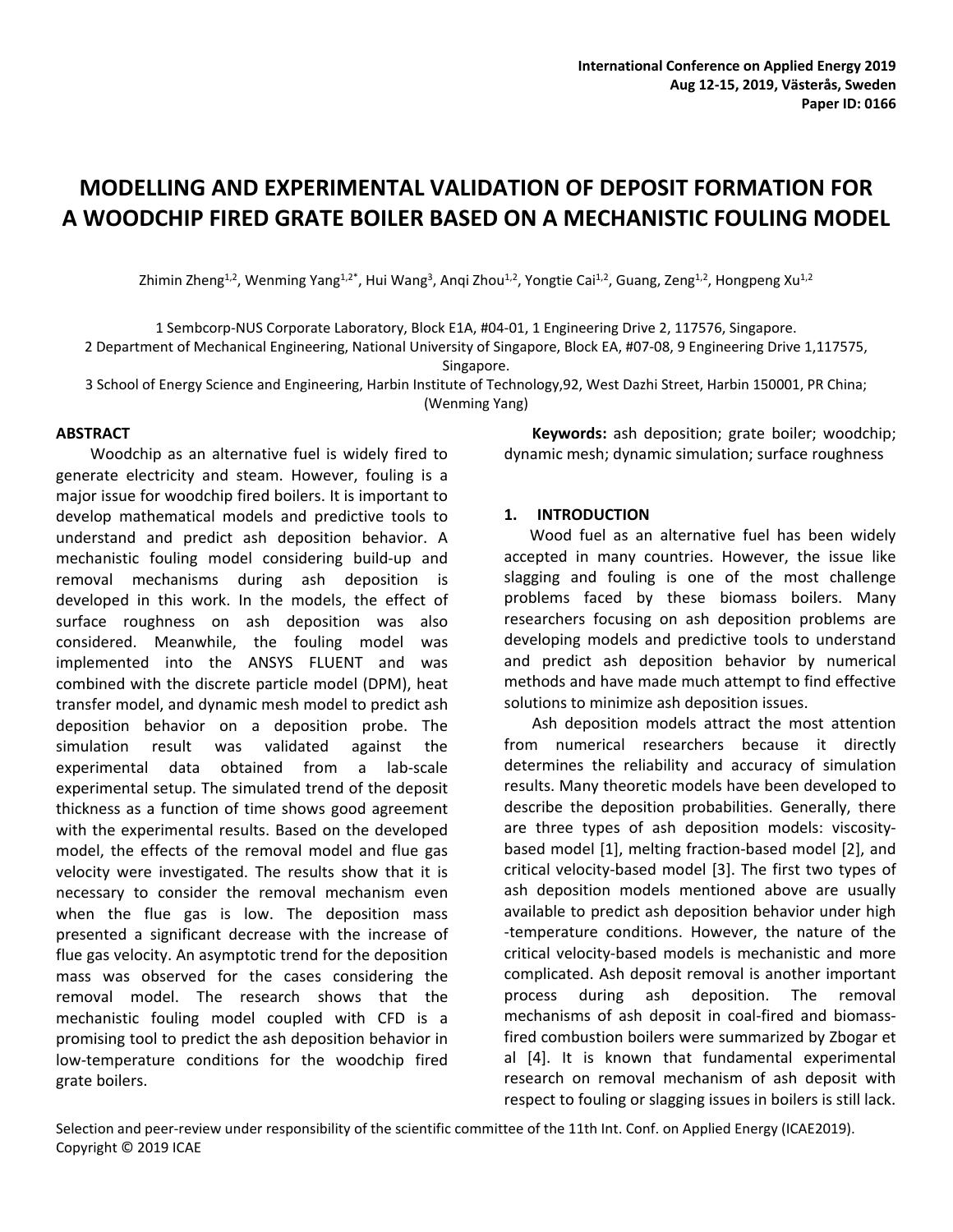International Conference on Applied Energy 2019
Aug 12-15, 2019, Västerås, Sweden
Paper ID: 0166

# MODELLING AND EXPERIMENTAL VALIDATION OF DEPOSIT FORMATION FOR A WOODCHIP FIRED GRATE BOILER BASED ON A MECHANISTIC FOULING MODEL

Zhimin Zheng[1,2], Wenming Yang[1,2*], Hui Wang[3], Anqi Zhou[1,2], Yongtie Cai[1,2], Guang, Zeng[1,2], Hongpeng Xu[1,2]

1 Sembcorp-NUS Corporate Laboratory, Block E1A, #04-01, 1 Engineering Drive 2, 117576, Singapore.
2 Department of Mechanical Engineering, National University of Singapore, Block EA, #07-08, 9 Engineering Drive 1,117575, Singapore.
3 School of Energy Science and Engineering, Harbin Institute of Technology,92, West Dazhi Street, Harbin 150001, PR China; (Wenming Yang)

## ABSTRACT

Woodchip as an alternative fuel is widely fired to generate electricity and steam. However, fouling is a major issue for woodchip fired boilers. It is important to develop mathematical models and predictive tools to understand and predict ash deposition behavior. A mechanistic fouling model considering build-up and removal mechanisms during ash deposition is developed in this work. In the models, the effect of surface roughness on ash deposition was also considered. Meanwhile, the fouling model was implemented into the ANSYS FLUENT and was combined with the discrete particle model (DPM), heat transfer model, and dynamic mesh model to predict ash deposition behavior on a deposition probe. The simulation result was validated against the experimental data obtained from a lab-scale experimental setup. The simulated trend of the deposit thickness as a function of time shows good agreement with the experimental results. Based on the developed model, the effects of the removal model and flue gas velocity were investigated. The results show that it is necessary to consider the removal mechanism even when the flue gas is low. The deposition mass presented a significant decrease with the increase of flue gas velocity. An asymptotic trend for the deposition mass was observed for the cases considering the removal model. The research shows that the mechanistic fouling model coupled with CFD is a promising tool to predict the ash deposition behavior in low-temperature conditions for the woodchip fired grate boilers.

**Keywords:** ash deposition; grate boiler; woodchip; dynamic mesh; dynamic simulation; surface roughness

## 1. INTRODUCTION

Wood fuel as an alternative fuel has been widely accepted in many countries. However, the issue like slagging and fouling is one of the most challenge problems faced by these biomass boilers. Many researchers focusing on ash deposition problems are developing models and predictive tools to understand and predict ash deposition behavior by numerical methods and have made much attempt to find effective solutions to minimize ash deposition issues.

Ash deposition models attract the most attention from numerical researchers because it directly determines the reliability and accuracy of simulation results. Many theoretic models have been developed to describe the deposition probabilities. Generally, there are three types of ash deposition models: viscosity-based model [1], melting fraction-based model [2], and critical velocity-based model [3]. The first two types of ash deposition models mentioned above are usually available to predict ash deposition behavior under high -temperature conditions. However, the nature of the critical velocity-based models is mechanistic and more complicated. Ash deposit removal is another important process during ash deposition. The removal mechanisms of ash deposit in coal-fired and biomass-fired combustion boilers were summarized by Zbogar et al [4]. It is known that fundamental experimental research on removal mechanism of ash deposit with respect to fouling or slagging issues in boilers is still lack.

Selection and peer-review under responsibility of the scientific committee of the 11th Int. Conf. on Applied Energy (ICAE2019).
Copyright © 2019 ICAE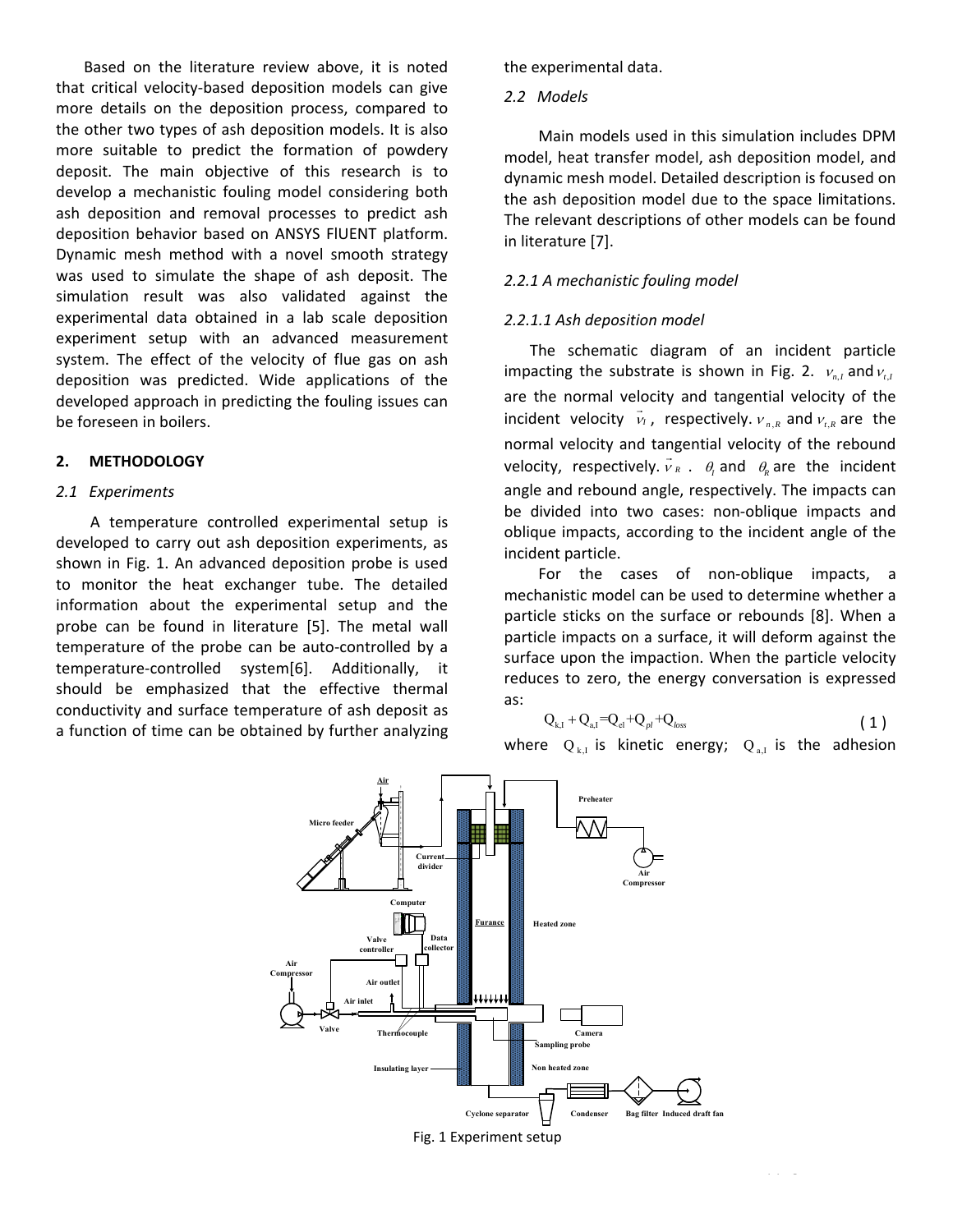Based on the literature review above, it is noted that critical velocity-based deposition models can give more details on the deposition process, compared to the other two types of ash deposition models. It is also more suitable to predict the formation of powdery deposit. The main objective of this research is to develop a mechanistic fouling model considering both ash deposition and removal processes to predict ash deposition behavior based on ANSYS FlUENT platform. Dynamic mesh method with a novel smooth strategy was used to simulate the shape of ash deposit. The simulation result was also validated against the experimental data obtained in a lab scale deposition experiment setup with an advanced measurement system. The effect of the velocity of flue gas on ash deposition was predicted. Wide applications of the developed approach in predicting the fouling issues can be foreseen in boilers.

## 2. METHODOLOGY

### 2.1 Experiments

A temperature controlled experimental setup is developed to carry out ash deposition experiments, as shown in Fig. 1. An advanced deposition probe is used to monitor the heat exchanger tube. The detailed information about the experimental setup and the probe can be found in literature [5]. The metal wall temperature of the probe can be auto-controlled by a temperature-controlled system[6]. Additionally, it should be emphasized that the effective thermal conductivity and surface temperature of ash deposit as a function of time can be obtained by further analyzing the experimental data.

### 2.2 Models

Main models used in this simulation includes DPM model, heat transfer model, ash deposition model, and dynamic mesh model. Detailed description is focused on the ash deposition model due to the space limitations. The relevant descriptions of other models can be found in literature [7].

#### *2.2.1 A mechanistic fouling model*

##### *2.2.1.1 Ash deposition model*

The schematic diagram of an incident particle impacting the substrate is shown in Fig. 2. $v_{n,I}$ and $v_{t,I}$ are the normal velocity and tangential velocity of the incident velocity $\vec{v}_I$, respectively. $v_{n,R}$ and $v_{t,R}$ are the normal velocity and tangential velocity of the rebound velocity, respectively. $\vec{v}_R$. $\theta_I$ and $\theta_R$ are the incident angle and rebound angle, respectively. The impacts can be divided into two cases: non-oblique impacts and oblique impacts, according to the incident angle of the incident particle.

For the cases of non-oblique impacts, a mechanistic model can be used to determine whether a particle sticks on the surface or rebounds [8]. When a particle impacts on a surface, it will deform against the surface upon the impaction. When the particle velocity reduces to zero, the energy conversation is expressed as:

$$Q_{k,I} + Q_{a,I} = Q_{el} + Q_{pl} + Q_{loss} \tag{1}$$

where $Q_{k,I}$ is kinetic energy; $Q_{a,I}$ is the adhesion

Fig. 1 Experiment setup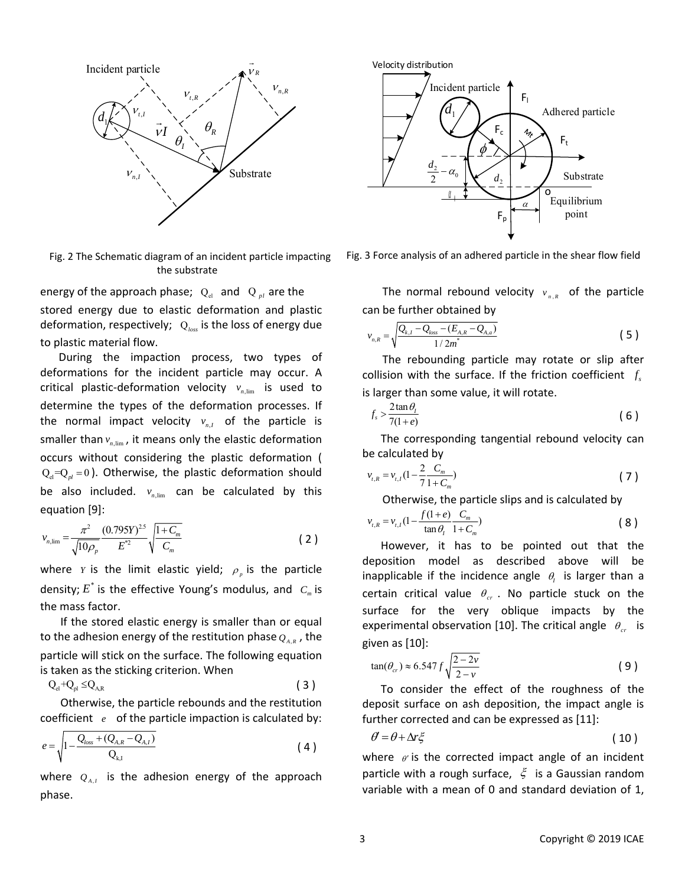Fig. 2 The Schematic diagram of an incident particle impacting the substrate

Fig. 3 Force analysis of an adhered particle in the shear flow field

energy of the approach phase; $Q_{el}$ and $Q_{pl}$ are the stored energy due to elastic deformation and plastic deformation, respectively; $Q_{loss}$ is the loss of energy due to plastic material flow.

During the impaction process, two types of deformations for the incident particle may occur. A critical plastic-deformation velocity $v_{n,\lim}$ is used to determine the types of the deformation processes. If the normal impact velocity $v_{n,I}$ of the particle is smaller than $v_{n,\lim}$, it means only the elastic deformation occurs without considering the plastic deformation ($Q_{el}=Q_{pl}=0$). Otherwise, the plastic deformation should be also included. $v_{n,\lim}$ can be calculated by this equation [9]:

$$v_{n,\lim} = \frac{\pi^2}{\sqrt{10\rho_p}} \frac{(0.795Y)^{2.5}}{E^{*2}} \sqrt{\frac{1+C_m}{C_m}} \tag{2}$$

where $Y$ is the limit elastic yield; $\rho_p$ is the particle density; $E^*$ is the effective Young's modulus, and $C_m$ is the mass factor.

If the stored elastic energy is smaller than or equal to the adhesion energy of the restitution phase $Q_{A,R}$, the particle will stick on the surface. The following equation is taken as the sticking criterion. When

$$Q_{el}+Q_{pl} \le Q_{A,R} \tag{3}$$

Otherwise, the particle rebounds and the restitution coefficient $e$ of the particle impaction is calculated by:

$$e = \sqrt{1 - \frac{Q_{loss} + (Q_{A,R} - Q_{A,I})}{Q_{k,I}}} \tag{4}$$

where $Q_{A,I}$ is the adhesion energy of the approach phase.

The normal rebound velocity $v_{n,R}$ of the particle can be further obtained by

$$v_{n,R} = \sqrt{\frac{Q_{k,I} - Q_{loss} - (E_{A,R} - Q_{A,a})}{1/2m^*}} \tag{5}$$

The rebounding particle may rotate or slip after collision with the surface. If the friction coefficient $f_s$ is larger than some value, it will rotate.

$$f_s > \frac{2\tan\theta_I}{7(1+e)} \tag{6}$$

The corresponding tangential rebound velocity can be calculated by

$$v_{t,R} = v_{t,I}\left(1 - \frac{2}{7}\frac{C_m}{1+C_m}\right) \tag{7}$$

Otherwise, the particle slips and is calculated by

$$v_{t,R} = v_{t,I}\left(1 - \frac{f(1+e)}{\tan\theta_I}\frac{C_m}{1+C_m}\right) \tag{8}$$

However, it has to be pointed out that the deposition model as described above will be inapplicable if the incidence angle $\theta_I$ is larger than a certain critical value $\theta_{cr}$. No particle stuck on the surface for the very oblique impacts by the experimental observation [10]. The critical angle $\theta_{cr}$ is given as [10]:

$$\tan(\theta_{cr}) \approx 6.547 f \sqrt{\frac{2-2v}{2-v}} \tag{9}$$

To consider the effect of the roughness of the deposit surface on ash deposition, the impact angle is further corrected and can be expressed as [11]:

$$\theta' = \theta + \Delta r \xi \tag{10}$$

where $\theta'$ is the corrected impact angle of an incident particle with a rough surface, $\xi$ is a Gaussian random variable with a mean of 0 and standard deviation of 1,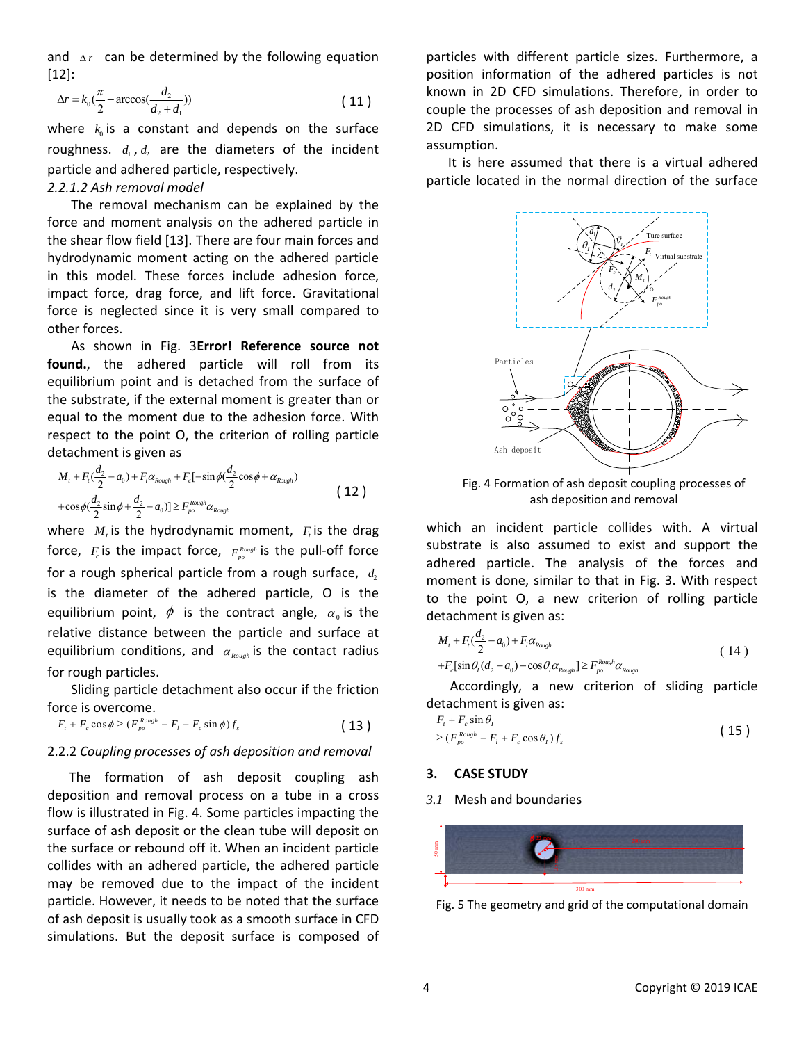and $\Delta r$ can be determined by the following equation [12]:

$$\Delta r = k_0\left(\frac{\pi}{2} - \arccos\left(\frac{d_2}{d_2 + d_1}\right)\right) \tag{11}$$

where $k_0$ is a constant and depends on the surface roughness. $d_1$, $d_2$ are the diameters of the incident particle and adhered particle, respectively.

*2.2.1.2 Ash removal model*

The removal mechanism can be explained by the force and moment analysis on the adhered particle in the shear flow field [13]. There are four main forces and hydrodynamic moment acting on the adhered particle in this model. These forces include adhesion force, impact force, drag force, and lift force. Gravitational force is neglected since it is very small compared to other forces.

As shown in Fig. 3**Error! Reference source not found.**, the adhered particle will roll from its equilibrium point and is detached from the surface of the substrate, if the external moment is greater than or equal to the moment due to the adhesion force. With respect to the point O, the criterion of rolling particle detachment is given as

$$\begin{aligned} &M_t + F_t\left(\frac{d_2}{2} - a_0\right) + F_l\alpha_{Rough} + F_c\left[-\sin\phi\left(\frac{d_2}{2}\cos\phi + \alpha_{Rough}\right)\right. \\ &\left.+\cos\phi\left(\frac{d_2}{2}\sin\phi + \frac{d_2}{2} - a_0\right)\right] \geq F_{po}^{Rough}\alpha_{Rough} \end{aligned} \tag{12}$$

where $M_t$ is the hydrodynamic moment, $F_t$ is the drag force, $F_c$ is the impact force, $F_{po}^{Rough}$ is the pull-off force for a rough spherical particle from a rough surface, $d_2$ is the diameter of the adhered particle, O is the equilibrium point, $\phi$ is the contract angle, $\alpha_0$ is the relative distance between the particle and surface at equilibrium conditions, and $\alpha_{Rough}$ is the contact radius for rough particles.

Sliding particle detachment also occur if the friction force is overcome.

$$F_t + F_c\cos\phi \geq (F_{po}^{Rough} - F_l + F_c\sin\phi)f_s \tag{13}$$

### 2.2.2 *Coupling processes of ash deposition and removal*

The formation of ash deposit coupling ash deposition and removal process on a tube in a cross flow is illustrated in Fig. 4. Some particles impacting the surface of ash deposit or the clean tube will deposit on the surface or rebound off it. When an incident particle collides with an adhered particle, the adhered particle may be removed due to the impact of the incident particle. However, it needs to be noted that the surface of ash deposit is usually took as a smooth surface in CFD simulations. But the deposit surface is composed of particles with different particle sizes. Furthermore, a position information of the adhered particles is not known in 2D CFD simulations. Therefore, in order to couple the processes of ash deposition and removal in 2D CFD simulations, it is necessary to make some assumption.

It is here assumed that there is a virtual adhered particle located in the normal direction of the surface which an incident particle collides with. A virtual substrate is also assumed to exist and support the adhered particle. The analysis of the forces and moment is done, similar to that in Fig. 3. With respect to the point O, a new criterion of rolling particle detachment is given as:

Fig. 4 Formation of ash deposit coupling processes of ash deposition and removal

$$\begin{aligned} &M_t + F_t\left(\frac{d_2}{2} - a_0\right) + F_l\alpha_{Rough} \\ &+F_c[\sin\theta_I(d_2 - a_0) - \cos\theta_I\alpha_{Rough}] \geq F_{po}^{Rough}\alpha_{Rough} \end{aligned} \tag{14}$$

Accordingly, a new criterion of sliding particle detachment is given as:

$$\begin{aligned} &F_t + F_c\sin\theta_I \\ &\geq (F_{po}^{Rough} - F_l + F_c\cos\theta_I)f_s \end{aligned} \tag{15}$$

## 3. CASE STUDY

### 3.1 Mesh and boundaries

Fig. 5 The geometry and grid of the computational domain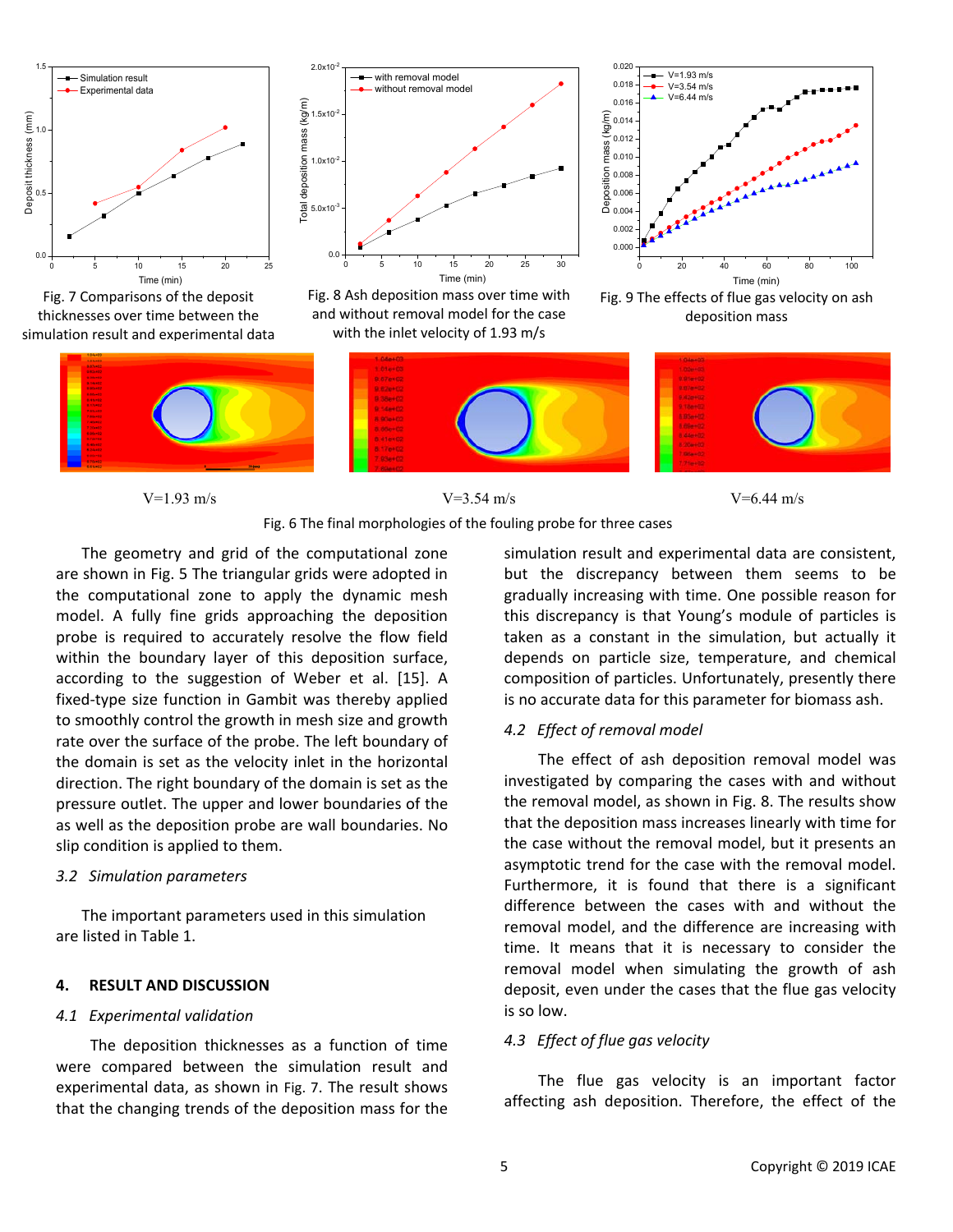Fig. 7 Comparisons of the deposit thicknesses over time between the simulation result and experimental data

Fig. 8 Ash deposition mass over time with and without removal model for the case with the inlet velocity of 1.93 m/s

Fig. 9 The effects of flue gas velocity on ash deposition mass

V=1.93 m/s V=3.54 m/s V=6.44 m/s

Fig. 6 The final morphologies of the fouling probe for three cases

The geometry and grid of the computational zone are shown in Fig. 5 The triangular grids were adopted in the computational zone to apply the dynamic mesh model. A fully fine grids approaching the deposition probe is required to accurately resolve the flow field within the boundary layer of this deposition surface, according to the suggestion of Weber et al. [15]. A fixed-type size function in Gambit was thereby applied to smoothly control the growth in mesh size and growth rate over the surface of the probe. The left boundary of the domain is set as the velocity inlet in the horizontal direction. The right boundary of the domain is set as the pressure outlet. The upper and lower boundaries of the as well as the deposition probe are wall boundaries. No slip condition is applied to them.

### *3.2 Simulation parameters*

The important parameters used in this simulation are listed in Table 1.

## 4. RESULT AND DISCUSSION

### *4.1 Experimental validation*

The deposition thicknesses as a function of time were compared between the simulation result and experimental data, as shown in Fig. 7. The result shows that the changing trends of the deposition mass for the simulation result and experimental data are consistent, but the discrepancy between them seems to be gradually increasing with time. One possible reason for this discrepancy is that Young's module of particles is taken as a constant in the simulation, but actually it depends on particle size, temperature, and chemical composition of particles. Unfortunately, presently there is no accurate data for this parameter for biomass ash.

### *4.2 Effect of removal model*

The effect of ash deposition removal model was investigated by comparing the cases with and without the removal model, as shown in Fig. 8. The results show that the deposition mass increases linearly with time for the case without the removal model, but it presents an asymptotic trend for the case with the removal model. Furthermore, it is found that there is a significant difference between the cases with and without the removal model, and the difference are increasing with time. It means that it is necessary to consider the removal model when simulating the growth of ash deposit, even under the cases that the flue gas velocity is so low.

### *4.3 Effect of flue gas velocity*

The flue gas velocity is an important factor affecting ash deposition. Therefore, the effect of the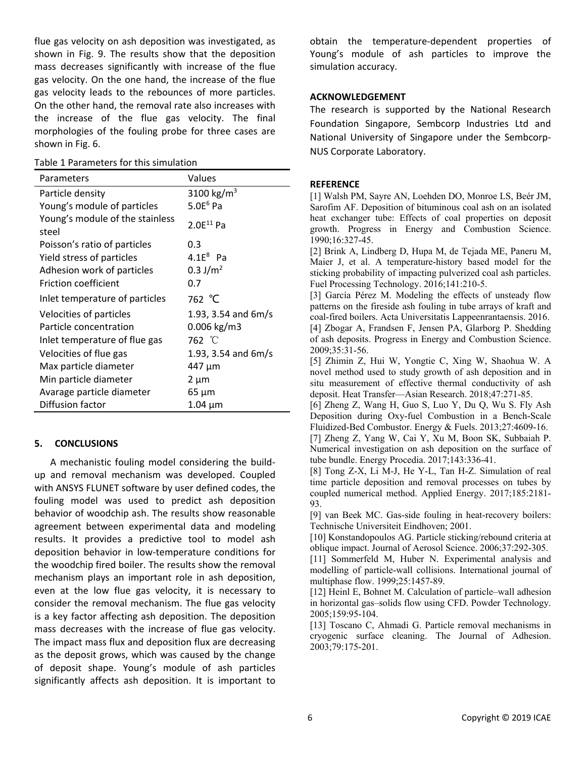flue gas velocity on ash deposition was investigated, as shown in Fig. 9. The results show that the deposition mass decreases significantly with increase of the flue gas velocity. On the one hand, the increase of the flue gas velocity leads to the rebounces of more particles. On the other hand, the removal rate also increases with the increase of the flue gas velocity. The final morphologies of the fouling probe for three cases are shown in Fig. 6.

Table 1 Parameters for this simulation

| Parameters | Values |
|---|---|
| Particle density | 3100 kg/m$^3$ |
| Young's module of particles | 5.0E$^6$ Pa |
| Young's module of the stainless steel | 2.0E$^{11}$ Pa |
| Poisson's ratio of particles | 0.3 |
| Yield stress of particles | 4.1E$^8$ Pa |
| Adhesion work of particles | 0.3 J/m$^2$ |
| Friction coefficient | 0.7 |
| Inlet temperature of particles | 762 ℃ |
| Velocities of particles | 1.93, 3.54 and 6m/s |
| Particle concentration | 0.006 kg/m3 |
| Inlet temperature of flue gas | 762 ℃ |
| Velocities of flue gas | 1.93, 3.54 and 6m/s |
| Max particle diameter | 447 μm |
| Min particle diameter | 2 μm |
| Avarage particle diameter | 65 μm |
| Diffusion factor | 1.04 μm |

## 5. CONCLUSIONS

A mechanistic fouling model considering the build-up and removal mechanism was developed. Coupled with ANSYS FLUNET software by user defined codes, the fouling model was used to predict ash deposition behavior of woodchip ash. The results show reasonable agreement between experimental data and modeling results. It provides a predictive tool to model ash deposition behavior in low-temperature conditions for the woodchip fired boiler. The results show the removal mechanism plays an important role in ash deposition, even at the low flue gas velocity, it is necessary to consider the removal mechanism. The flue gas velocity is a key factor affecting ash deposition. The deposition mass decreases with the increase of flue gas velocity. The impact mass flux and deposition flux are decreasing as the deposit grows, which was caused by the change of deposit shape. Young's module of ash particles significantly affects ash deposition. It is important to obtain the temperature-dependent properties of Young's module of ash particles to improve the simulation accuracy.

## ACKNOWLEDGEMENT

The research is supported by the National Research Foundation Singapore, Sembcorp Industries Ltd and National University of Singapore under the Sembcorp-NUS Corporate Laboratory.

## REFERENCE

[1] Walsh PM, Sayre AN, Loehden DO, Monroe LS, Beér JM, Sarofim AF. Deposition of bituminous coal ash on an isolated heat exchanger tube: Effects of coal properties on deposit growth. Progress in Energy and Combustion Science. 1990;16:327-45.

[2] Brink A, Lindberg D, Hupa M, de Tejada ME, Paneru M, Maier J, et al. A temperature-history based model for the sticking probability of impacting pulverized coal ash particles. Fuel Processing Technology. 2016;141:210-5.

[3] García Pérez M. Modeling the effects of unsteady flow patterns on the fireside ash fouling in tube arrays of kraft and coal-fired boilers. Acta Universitatis Lappeenrantaensis. 2016.

[4] Zbogar A, Frandsen F, Jensen PA, Glarborg P. Shedding of ash deposits. Progress in Energy and Combustion Science. 2009;35:31-56.

[5] Zhimin Z, Hui W, Yongtie C, Xing W, Shaohua W. A novel method used to study growth of ash deposition and in situ measurement of effective thermal conductivity of ash deposit. Heat Transfer—Asian Research. 2018;47:271-85.

[6] Zheng Z, Wang H, Guo S, Luo Y, Du Q, Wu S. Fly Ash Deposition during Oxy-fuel Combustion in a Bench-Scale Fluidized-Bed Combustor. Energy & Fuels. 2013;27:4609-16.

[7] Zheng Z, Yang W, Cai Y, Xu M, Boon SK, Subbaiah P. Numerical investigation on ash deposition on the surface of tube bundle. Energy Procedia. 2017;143:336-41.

[8] Tong Z-X, Li M-J, He Y-L, Tan H-Z. Simulation of real time particle deposition and removal processes on tubes by coupled numerical method. Applied Energy. 2017;185:2181-93.

[9] van Beek MC. Gas-side fouling in heat-recovery boilers: Technische Universiteit Eindhoven; 2001.

[10] Konstandopoulos AG. Particle sticking/rebound criteria at oblique impact. Journal of Aerosol Science. 2006;37:292-305.

[11] Sommerfeld M, Huber N. Experimental analysis and modelling of particle-wall collisions. International journal of multiphase flow. 1999;25:1457-89.

[12] Heinl E, Bohnet M. Calculation of particle–wall adhesion in horizontal gas–solids flow using CFD. Powder Technology. 2005;159:95-104.

[13] Toscano C, Ahmadi G. Particle removal mechanisms in cryogenic surface cleaning. The Journal of Adhesion. 2003;79:175-201.